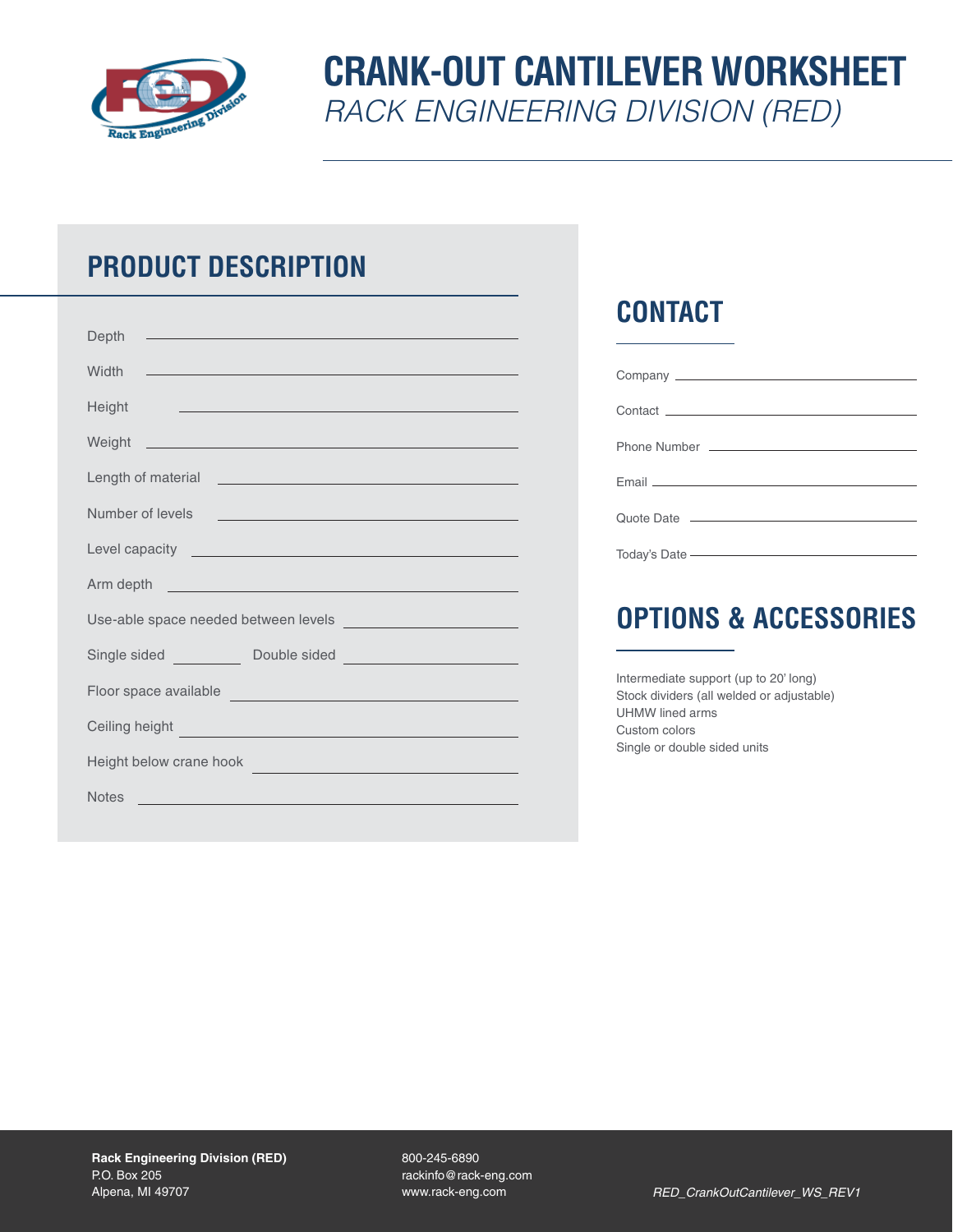# CRANK-OUT CANTILEVER WORKSHEET

*RACK ENGINEERING DIVISION (RED)*

## PRODUCT DESCRIPTION

Depth ______________________________

Width ______________________________

Height ______________________________

Weight ______________________________

Length of material ______________________________

Number of levels ______________________________

Level capacity ______________________________

Arm depth ______________________________

Use-able space needed between levels ______________________________

Single sided __________ Double sided ______________________________

Floor space available ______________________________

Ceiling height ______________________________

Height below crane hook ______________________________

Notes ______________________________

## CONTACT

Company ______________________________

Contact ______________________________

Phone Number ______________________________

Email ______________________________

Quote Date ______________________________

Today's Date ______________________________

## OPTIONS & ACCESSORIES

Intermediate support (up to 20' long)
Stock dividers (all welded or adjustable)
UHMW lined arms
Custom colors
Single or double sided units

**Rack Engineering Division (RED)**
P.O. Box 205
Alpena, MI 49707

800-245-6890
rackinfo@rack-eng.com
www.rack-eng.com

*RED_CrankOutCantilever_WS_REV1*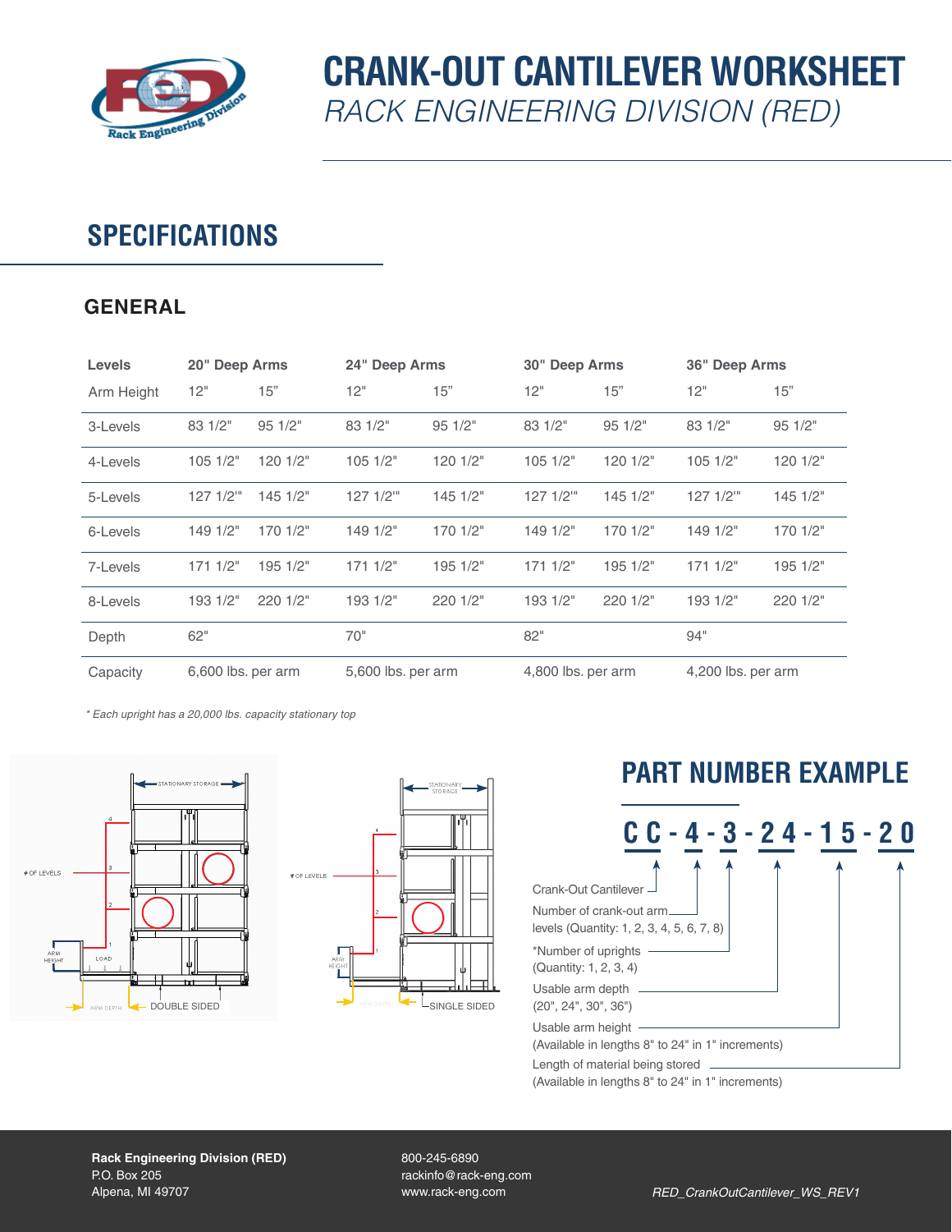# CRANK-OUT CANTILEVER WORKSHEET

*RACK ENGINEERING DIVISION (RED)*

## SPECIFICATIONS

### GENERAL

| Levels | 20" Deep Arms | | 24" Deep Arms | | 30" Deep Arms | | 36" Deep Arms | |
|---|---|---|---|---|---|---|---|---|
| Arm Height | 12" | 15" | 12" | 15" | 12" | 15" | 12" | 15" |
| 3-Levels | 83 1/2" | 95 1/2" | 83 1/2" | 95 1/2" | 83 1/2" | 95 1/2" | 83 1/2" | 95 1/2" |
| 4-Levels | 105 1/2" | 120 1/2" | 105 1/2" | 120 1/2" | 105 1/2" | 120 1/2" | 105 1/2" | 120 1/2" |
| 5-Levels | 127 1/2"' | 145 1/2" | 127 1/2"' | 145 1/2" | 127 1/2"' | 145 1/2" | 127 1/2"' | 145 1/2" |
| 6-Levels | 149 1/2" | 170 1/2" | 149 1/2" | 170 1/2" | 149 1/2" | 170 1/2" | 149 1/2" | 170 1/2" |
| 7-Levels | 171 1/2" | 195 1/2" | 171 1/2" | 195 1/2" | 171 1/2" | 195 1/2" | 171 1/2" | 195 1/2" |
| 8-Levels | 193 1/2" | 220 1/2" | 193 1/2" | 220 1/2" | 193 1/2" | 220 1/2" | 193 1/2" | 220 1/2" |
| Depth | 62" | | 70" | | 82" | | 94" | |
| Capacity | 6,600 lbs. per arm | | 5,600 lbs. per arm | | 4,800 lbs. per arm | | 4,200 lbs. per arm | |

*\* Each upright has a 20,000 lbs. capacity stationary top*

STATIONARY STORAGE
# OF LEVELS
ARM HEIGHT
LOAD
ARM DEPTH
DOUBLE SIDED

STATIONARY STORAGE
# OF LEVELS
ARM HEIGHT
ARM DEPTH
SINGLE SIDED

## PART NUMBER EXAMPLE

**CC - 4 - 3 - 24 - 15 - 20**

- **CC** – Crank-Out Cantilever
- **4** – Number of crank-out arm levels (Quantity: 1, 2, 3, 4, 5, 6, 7, 8)
- **3** – \*Number of uprights (Quantity: 1, 2, 3, 4)
- **24** – Usable arm depth (20", 24", 30", 36")
- **15** – Usable arm height (Available in lengths 8" to 24" in 1" increments)
- **20** – Length of material being stored (Available in lengths 8" to 24" in 1" increments)

**Rack Engineering Division (RED)**
P.O. Box 205
Alpena, MI 49707

800-245-6890
rackinfo@rack-eng.com
www.rack-eng.com

*RED_CrankOutCantilever_WS_REV1*